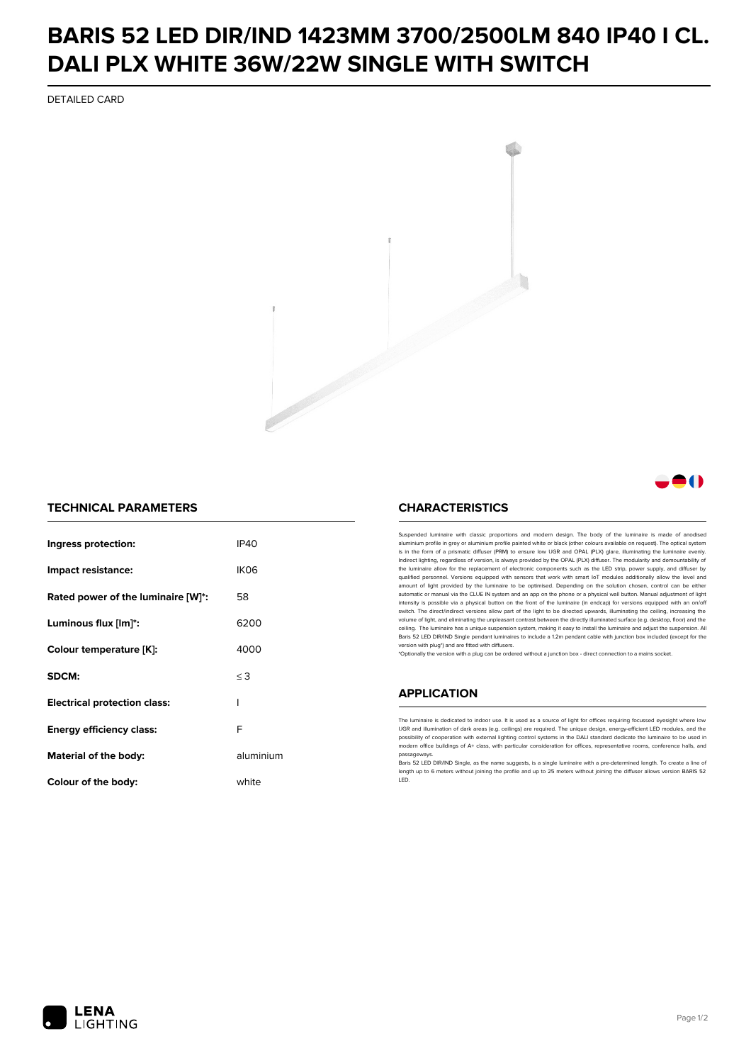# BARIS 52 LED DIR/IND 1423MM 3700/2500LM 840 IP40 I CL. DALI PLX WHITE 36W/22W SINGLE WITH SWITCH

DETAILED CARD

## TECHNICAL PARAMETERS

| | |
|---|---|
| **Ingress protection:** | IP40 |
| **Impact resistance:** | IK06 |
| **Rated power of the luminaire [W]*:** | 58 |
| **Luminous flux [lm]*:** | 6200 |
| **Colour temperature [K]:** | 4000 |
| **SDCM:** | ≤ 3 |
| **Electrical protection class:** | I |
| **Energy efficiency class:** | F |
| **Material of the body:** | aluminium |
| **Colour of the body:** | white |

## CHARACTERISTICS

Suspended luminaire with classic proportions and modern design. The body of the luminaire is made of anodised aluminium profile in grey or aluminium profile painted white or black (other colours available on request). The optical system is in the form of a prismatic diffuser (PRM) to ensure low UGR and OPAL (PLX) glare, illuminating the luminaire evenly. Indirect lighting, regardless of version, is always provided by the OPAL (PLX) diffuser. The modularity and demountability of the luminaire allow for the replacement of electronic components such as the LED strip, power supply, and diffuser by qualified personnel. Versions equipped with sensors that work with smart IoT modules additionally allow the level and amount of light provided by the luminaire to be optimised. Depending on the solution chosen, control can be either automatic or manual via the CLUE IN system and an app on the phone or a physical wall button. Manual adjustment of light intensity is possible via a physical button on the front of the luminaire (in endcap) for versions equipped with an on/off switch. The direct/indirect versions allow part of the light to be directed upwards, illuminating the ceiling, increasing the volume of light, and eliminating the unpleasant contrast between the directly illuminated surface (e.g. desktop, floor) and the ceiling. The luminaire has a unique suspension system, making it easy to install the luminaire and adjust the suspension. All Baris 52 LED DIR/IND Single pendant luminaires to include a 1.2m pendant cable with junction box included (except for the version with plug*) and are fitted with diffusers.

*Optionally the version with a plug can be ordered without a junction box - direct connection to a mains socket.

## APPLICATION

The luminaire is dedicated to indoor use. It is used as a source of light for offices requiring focussed eyesight where low UGR and illumination of dark areas (e.g. ceilings) are required. The unique design, energy-efficient LED modules, and the possibility of cooperation with external lighting control systems in the DALI standard dedicate the luminaire to be used in modern office buildings of A+ class, with particular consideration for offices, representative rooms, conference halls, and passageways.

Baris 52 LED DIR/IND Single, as the name suggests, is a single luminaire with a pre-determined length. To create a line of length up to 6 meters without joining the profile and up to 25 meters without joining the diffuser allows version BARIS 52 LED.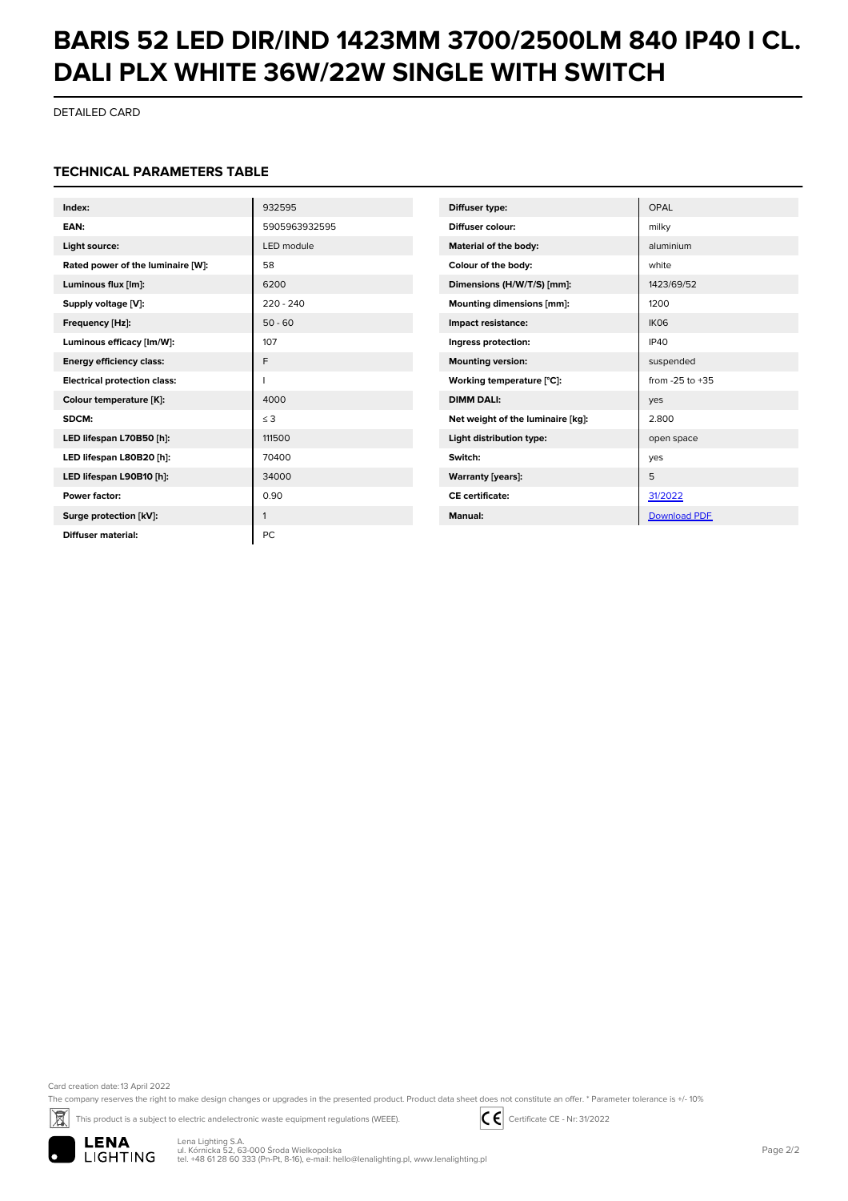# BARIS 52 LED DIR/IND 1423MM 3700/2500LM 840 IP40 I CL. DALI PLX WHITE 36W/22W SINGLE WITH SWITCH

DETAILED CARD

## TECHNICAL PARAMETERS TABLE

| | |
|---|---|
| **Index:** | 932595 |
| **EAN:** | 5905963932595 |
| **Light source:** | LED module |
| **Rated power of the luminaire [W]:** | 58 |
| **Luminous flux [lm]:** | 6200 |
| **Supply voltage [V]:** | 220 - 240 |
| **Frequency [Hz]:** | 50 - 60 |
| **Luminous efficacy [lm/W]:** | 107 |
| **Energy efficiency class:** | F |
| **Electrical protection class:** | I |
| **Colour temperature [K]:** | 4000 |
| **SDCM:** | ≤ 3 |
| **LED lifespan L70B50 [h]:** | 111500 |
| **LED lifespan L80B20 [h]:** | 70400 |
| **LED lifespan L90B10 [h]:** | 34000 |
| **Power factor:** | 0.90 |
| **Surge protection [kV]:** | 1 |
| **Diffuser material:** | PC |
| **Diffuser type:** | OPAL |
| **Diffuser colour:** | milky |
| **Material of the body:** | aluminium |
| **Colour of the body:** | white |
| **Dimensions (H/W/T/S) [mm]:** | 1423/69/52 |
| **Mounting dimensions [mm]:** | 1200 |
| **Impact resistance:** | IK06 |
| **Ingress protection:** | IP40 |
| **Mounting version:** | suspended |
| **Working temperature [°C]:** | from -25 to +35 |
| **DIMM DALI:** | yes |
| **Net weight of the luminaire [kg]:** | 2.800 |
| **Light distribution type:** | open space |
| **Switch:** | yes |
| **Warranty [years]:** | 5 |
| **CE certificate:** | 31/2022 |
| **Manual:** | Download PDF |

Card creation date: 13 April 2022

The company reserves the right to make design changes or upgrades in the presented product. Product data sheet does not constitute an offer. * Parameter tolerance is +/- 10%

This product is a subject to electric andelectronic waste equipment regulations (WEEE).

Certificate CE - Nr: 31/2022

Lena Lighting S.A.
ul. Kórnicka 52, 63-000 Środa Wielkopolska
tel. +48 61 28 60 333 (Pn-Pt, 8-16), e-mail: hello@lenalighting.pl, www.lenalighting.pl